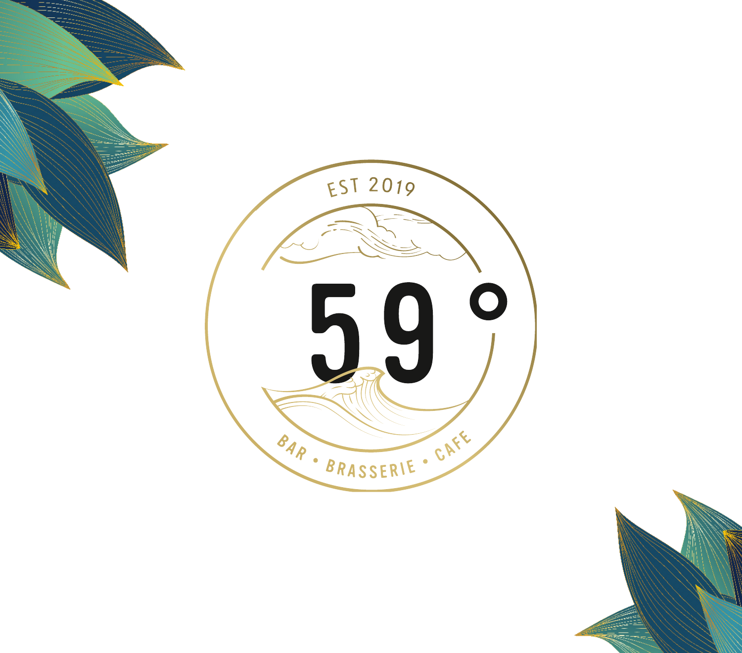EST 2019

# 59°

BAR • BRASSERIE • CAFE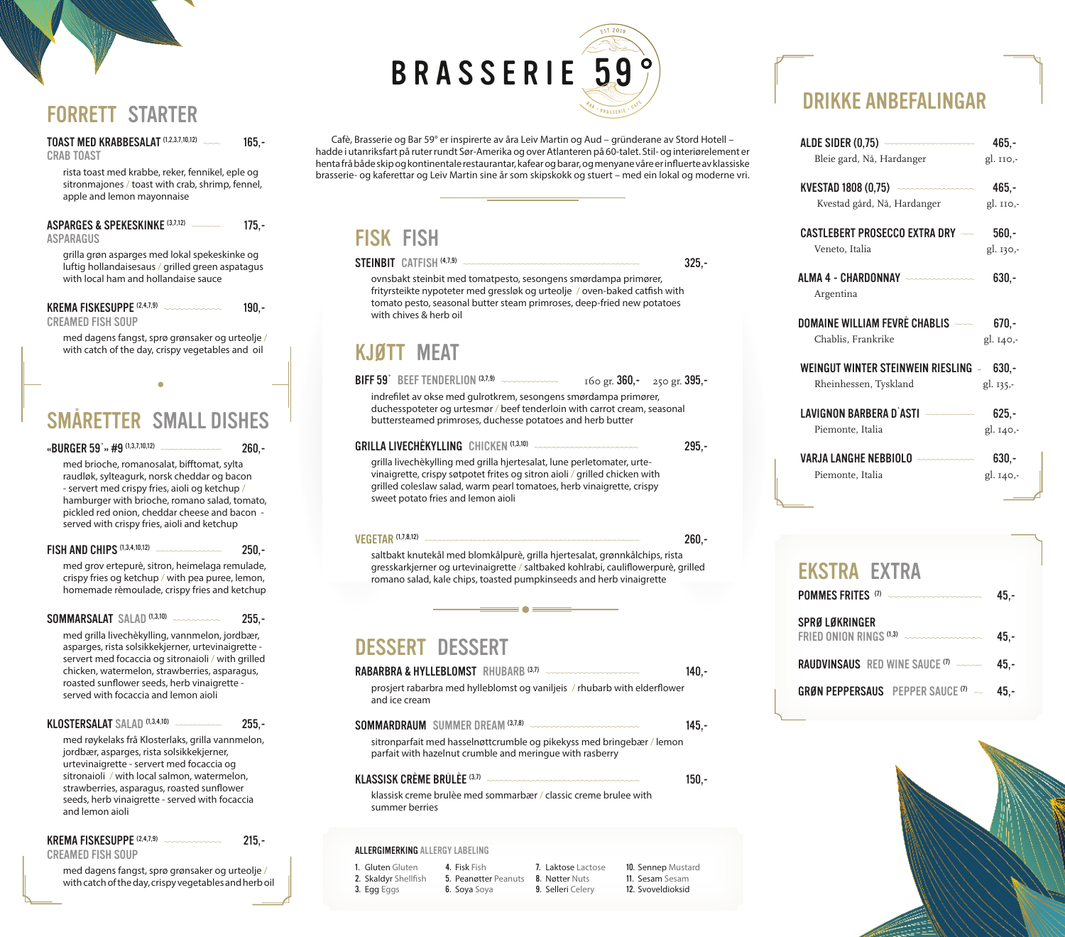# BRASSERIE 59°

Cafè, Brasserie og Bar 59° er inspirerte av våra Leiv Martin og Aud – gründerane av Stord Hotell – hadde i utanriksfart på ruter rundt Sør-Amerika og over Atlanten på 60-talet. Stil- og interiørelement er henta frå både skip og kontinentale restaurantar, kafear og barar, og menyane våre er influerte av klassiske brasserie- og kaferettar og Leiv Martin sine år som skipskokk og stuert – med ein lokal og moderne vri.

## FORRETT STARTER

**TOAST MED KRABBESALAT** (1,2,3,7,10,12) — 165,-
CRAB TOAST
rista toast med krabbe, reker, fennikel, eple og sitronmajones / toast with crab, shrimp, fennel, apple and lemon mayonnaise

**ASPARGES & SPEKESKINKE** (3,7,12) — 175,-
ASPARAGUS
grilla grøn asparges med lokal spekeskinke og luftig hollandaisesaus / grilled green aspatagus with local ham and hollandaise sauce

**KREMA FISKESUPPE** (2,4,7,9) — 190,-
CREAMED FISH SOUP
med dagens fangst, sprø grønsaker og urteolje / with catch of the day, crispy vegetables and oil

## SMÅRETTER SMALL DISHES

**«BURGER 59°» #9** (1,3,7,10,12) — 260,-
med brioche, romanosalat, bifftomat, sylta raudløk, sylteagurk, norsk cheddar og bacon - servert med crispy fries, aioli og ketchup / hamburger with brioche, romano salad, tomato, pickled red onion, cheddar cheese and bacon - served with crispy fries, aioli and ketchup

**FISH AND CHIPS** (1,3,4,10,12) — 250,-
med grov ertepurè, sitron, heimelaga remulade, crispy fries og ketchup / with pea puree, lemon, homemade rèmoulade, crispy fries and ketchup

**SOMMARSALAT** SALAD (1,3,10) — 255,-
med grilla livechèkylling, vannmelon, jordbær, asparges, rista solsikkekjerner, urtevinaigrette - servert med focaccia og sitronaioli / with grilled chicken, watermelon, strawberries, asparagus, roasted sunflower seeds, herb vinaigrette - served with focaccia and lemon aioli

**KLOSTERSALAT** SALAD (1,3,4,10) — 255,-
med røykelaks frå Klosterlaks, grilla vannmelon, jordbær, asparges, rista solsikkekjerner, urtevinaigrette - servert med focaccia og sitronaioli / with local salmon, watermelon, strawberries, asparagus, roasted sunflower seeds, herb vinaigrette - served with focaccia and lemon aioli

**KREMA FISKESUPPE** (2,4,7,9) — 215,-
CREAMED FISH SOUP
med dagens fangst, sprø grønsaker og urteolje / with catch of the day, crispy vegetables and herb oil

## FISK FISH

**STEINBIT** CATFISH (4,7,9) — 325,-
ovnsbakt steinbit med tomatpesto, sesongens smørdampa primører, frityrsteikte nypoteter med gressløk og urteolje / oven-baked catfish with tomato pesto, seasonal butter steam primroses, deep-fried new potatoes with chives & herb oil

## KJØTT MEAT

**BIFF 59°** BEEF TENDERLOIN (3,7,9) — 160 gr. 360,- / 250 gr. 395,-
indrefilet av okse med gulrotkrem, sesongens smørdampa primører, duchesspoteter og urtesmør / beef tenderloin with carrot cream, seasonal buttersteamed primroses, duchesse potatoes and herb butter

**GRILLA LIVECHÈKYLLING** CHICKEN (1,3,10) — 295,-
grilla livechèkylling med grilla hjertesalat, lune perletomater, urtevinaigrette, crispy søtpotet frites og sitron aioli / grilled chicken with grilled coleslaw salad, warm pearl tomatoes, herb vinaigrette, crispy sweet potato fries and lemon aioli

**VEGETAR** (1,7,8,12) — 260,-
saltbakt knutekål med blomkålpurè, grilla hjertesalat, grønnkålchips, rista gresskarkjerner og urtevinaigrette / saltbaked kohlrabi, cauliflowerpurè, grilled romano salad, kale chips, toasted pumpkinseeds and herb vinaigrette

## DESSERT DESSERT

**RABARBRA & HYLLEBLOMST** RHUBARB (3,7) — 140,-
prosjert rabarbra med hylleblomst og vaniljeis / rhubarb with elderflower and ice cream

**SOMMARDRAUM** SUMMER DREAM (3,7,8) — 145,-
sitronparfait med hasselnøttcrumble og pikekyss med bringebær / lemon parfait with hazelnut crumble and meringue with rasberry

**KLASSISK CRÈME BRÛLÈE** (3,7) — 150,-
klassisk creme brulèe med sommarbær / classic creme brulee with summer berries

### ALLERGIMERKING ALLERGY LABELING

1. Gluten Gluten
2. Skaldyr Shellfish
3. Egg Eggs
4. Fisk Fish
5. Peanøtter Peanuts
6. Soya Soya
7. Laktose Lactose
8. Nøtter Nuts
9. Selleri Celery
10. Sennep Mustard
11. Sesam Sesam
12. Svoveldioksid

## DRIKKE ANBEFALINGAR

| Drikke | Flaske | Glas |
|---|---|---|
| **ALDE SIDER (0,75)** – Bleie gard, Nå, Hardanger | 465,- | gl. 110,- |
| **KVESTAD 1808 (0,75)** – Kvestad gård, Nå, Hardanger | 465,- | gl. 110,- |
| **CASTLEBERT PROSECCO EXTRA DRY** – Veneto, Italia | 560,- | gl. 130,- |
| **ALMA 4 - CHARDONNAY** – Argentina | 630,- | |
| **DOMAINE WILLIAM FEVRÈ CHABLIS** – Chablis, Frankrike | 670,- | gl. 140,- |
| **WEINGUT WINTER STEINWEIN RIESLING** – Rheinhessen, Tyskland | 630,- | gl. 135,- |
| **LAVIGNON BARBERA D´ASTI** – Piemonte, Italia | 625,- | gl. 140,- |
| **VARJA LANGHE NEBBIOLO** – Piemonte, Italia | 630,- | gl. 140,- |

## EKSTRA EXTRA

**POMMES FRITES** (7) — 45,-

**SPRØ LØKRINGER**
FRIED ONION RINGS (1,3) — 45,-

**RAUDVINSAUS** RED WINE SAUCE (7) — 45,-

**GRØN PEPPERSAUS** PEPPER SAUCE (7) — 45,-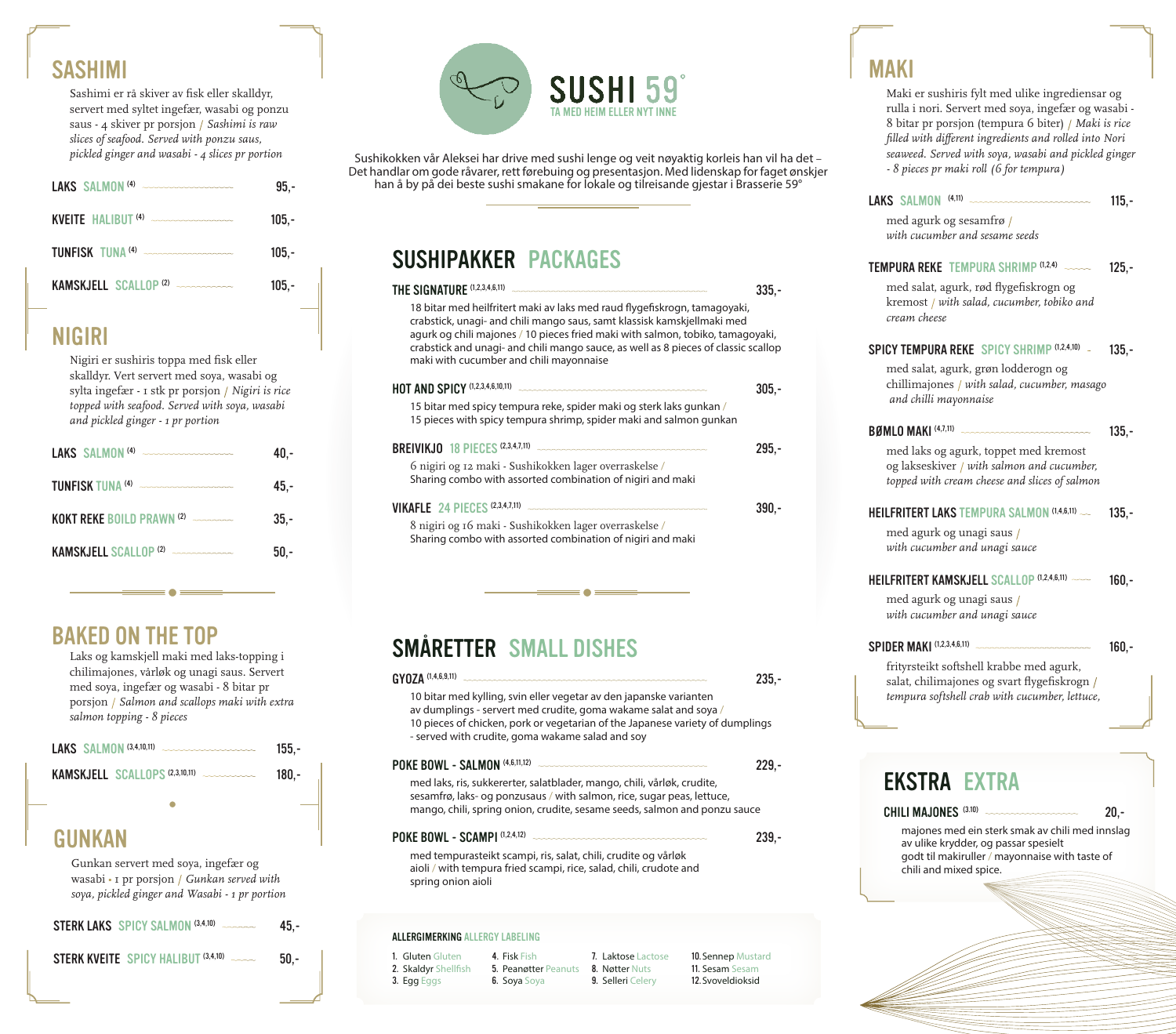# SUSHI 59°

TA MED HEIM ELLER NYT INNE

Sushikokken vår Aleksei har drive med sushi lenge og veit nøyaktig korleis han vil ha det – Det handlar om gode råvarer, rett førebuing og presentasjon. Med lidenskap for faget ønskjer han å by på dei beste sushi smakane for lokale og tilreisande gjestar i Brasserie 59°

## SASHIMI

Sashimi er rå skiver av fisk eller skalldyr, servert med syltet ingefær, wasabi og ponzu saus - 4 skiver pr porsjon / *Sashimi is raw slices of seafood. Served with ponzu saus, pickled ginger and wasabi - 4 slices pr portion*

| | |
|---|---|
| LAKS SALMON (4) | 95,- |
| KVEITE HALIBUT (4) | 105,- |
| TUNFISK TUNA (4) | 105,- |
| KAMSKJELL SCALLOP (2) | 105,- |

## NIGIRI

Nigiri er sushiris toppa med fisk eller skalldyr. Vert servert med soya, wasabi og sylta ingefær - 1 stk pr porsjon / *Nigiri is rice topped with seafood. Served with soya, wasabi and pickled ginger - 1 pr portion*

| | |
|---|---|
| LAKS SALMON (4) | 40,- |
| TUNFISK TUNA (4) | 45,- |
| KOKT REKE BOILD PRAWN (2) | 35,- |
| KAMSKJELL SCALLOP (2) | 50,- |

## BAKED ON THE TOP

Laks og kamskjell maki med laks-topping i chilimajones, vårløk og unagi saus. Servert med soya, ingefær og wasabi - 8 bitar pr porsjon / *Salmon and scallops maki with extra salmon topping - 8 pieces*

| | |
|---|---|
| LAKS SALMON (3,4,10,11) | 155,- |
| KAMSKJELL SCALLOPS (2,3,10,11) | 180,- |

## GUNKAN

Gunkan servert med soya, ingefær og wasabi - 1 pr porsjon / *Gunkan served with soya, pickled ginger and Wasabi - 1 pr portion*

| | |
|---|---|
| STERK LAKS SPICY SALMON (3,4,10) | 45,- |
| STERK KVEITE SPICY HALIBUT (3,4,10) | 50,- |

## SUSHIPAKKER PACKAGES

**THE SIGNATURE** (1,2,3,4,6,11) — 335,-

18 bitar med heilfritert maki av laks med raud flygefiskrogn, tamagoyaki, crabstick, unagi- and chili mango saus, samt klassisk kamskjellmaki med agurk og chili majones / 10 pieces fried maki with salmon, tobiko, tamagoyaki, crabstick and unagi- and chili mango sauce, as well as 8 pieces of classic scallop maki with cucumber and chili mayonnaise

**HOT AND SPICY** (1,2,3,4,6,10,11) — 305,-

15 bitar med spicy tempura reke, spider maki og sterk laks gunkan / 15 pieces with spicy tempura shrimp, spider maki and salmon gunkan

**BREIVIKJO 18 PIECES** (2,3,4,7,11) — 295,-

6 nigiri og 12 maki - Sushikokken lager overraskelse / Sharing combo with assorted combination of nigiri and maki

**VIKAFLE 24 PIECES** (2,3,4,7,11) — 390,-

8 nigiri og 16 maki - Sushikokken lager overraskelse / Sharing combo with assorted combination of nigiri and maki

## SMÅRETTER SMALL DISHES

**GYOZA** (1,4,6,9,11) — 235,-

10 bitar med kylling, svin eller vegetar av den japanske varianten av dumplings - servert med crudite, goma wakame salat and soya / 10 pieces of chicken, pork or vegetarian of the Japanese variety of dumplings - served with crudite, goma wakame salad and soy

**POKE BOWL - SALMON** (4,6,11,12) — 229,-

med laks, ris, sukkererter, salatblader, mango, chili, vårløk, crudite, sesamfrø, laks- og ponzusaus / with salmon, rice, sugar peas, lettuce, mango, chili, spring onion, crudite, sesame seeds, salmon and ponzu sauce

**POKE BOWL - SCAMPI** (1,2,4,12) — 239,-

med tempurasteikt scampi, ris, salat, chili, crudite og vårløk aioli / with tempura fried scampi, rice, salad, chili, crudote and spring onion aioli

### ALLERGIMERKING ALLERGY LABELING

| | | | |
|---|---|---|---|
| 1. Gluten Gluten | 4. Fisk Fish | 7. Laktose Lactose | 10. Sennep Mustard |
| 2. Skaldyr Shellfish | 5. Peanøtter Peanuts | 8. Nøtter Nuts | 11. Sesam Sesam |
| 3. Egg Eggs | 6. Soya Soya | 9. Selleri Celery | 12. Svoveldioksid |

## MAKI

Maki er sushiris fylt med ulike ingrediensar og rulla i nori. Servert med soya, ingefær og wasabi - 8 bitar pr porsjon (tempura 6 biter) / *Maki is rice filled with different ingredients and rolled into Nori seaweed. Served with soya, wasabi and pickled ginger - 8 pieces pr maki roll (6 for tempura)*

**LAKS SALMON** (4,11) — 115,-

med agurk og sesamfrø / *with cucumber and sesame seeds*

**TEMPURA REKE TEMPURA SHRIMP** (1,2,4) — 125,-

med salat, agurk, rød flygefiskrogn og kremost / *with salad, cucumber, tobiko and cream cheese*

**SPICY TEMPURA REKE SPICY SHRIMP** (1,2,4,10) — 135,-

med salat, agurk, grøn lodderogn og chillimajones / *with salad, cucumber, masago and chilli mayonnaise*

**BØMLO MAKI** (4,7,11) — 135,-

med laks og agurk, toppet med kremost og lakseskiver / *with salmon and cucumber, topped with cream cheese and slices of salmon*

**HEILFRITERT LAKS TEMPURA SALMON** (1,4,6,11) — 135,-

med agurk og unagi saus / *with cucumber and unagi sauce*

**HEILFRITERT KAMSKJELL SCALLOP** (1,2,4,6,11) — 160,-

med agurk og unagi saus / *with cucumber and unagi sauce*

**SPIDER MAKI** (1,2,3,4,6,11) — 160,-

frityrsteikt softshell krabbe med agurk, salat, chilimajones og svart flygefiskrogn / *tempura softshell crab with cucumber, lettuce,*

## EKSTRA EXTRA

**CHILI MAJONES** (3,10) — 20,-

majones med ein sterk smak av chili med innslag av ulike krydder, og passar spesielt godt til makiruller / mayonnaise with taste of chili and mixed spice.